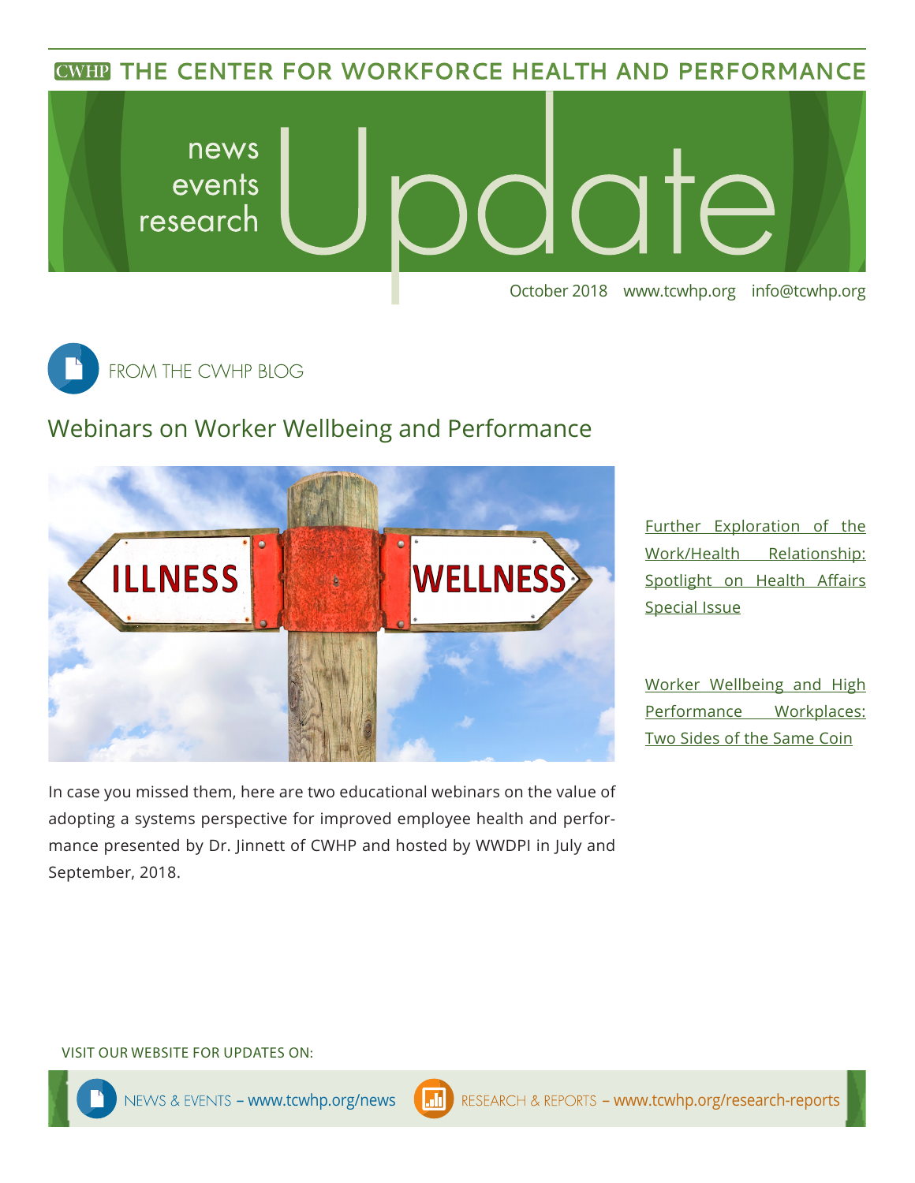CWHP THE CENTER FOR WORKFORCE HEALTH AND PERFORMANCE

# news events research Update

October 2018 www.tcwhp.org info@tcwhp.org

## FROM THE CWHP BLOG

### Webinars on Worker Wellbeing and Performance

In case you missed them, here are two educational webinars on the value of adopting a systems perspective for improved employee health and performance presented by Dr. Jinnett of CWHP and hosted by WWDPI in July and September, 2018.

Further Exploration of the Work/Health Relationship: Spotlight on Health Affairs Special Issue

Worker Wellbeing and High Performance Workplaces: Two Sides of the Same Coin

VISIT OUR WEBSITE FOR UPDATES ON:

NEWS & EVENTS – www.tcwhp.org/news

RESEARCH & REPORTS – www.tcwhp.org/research-reports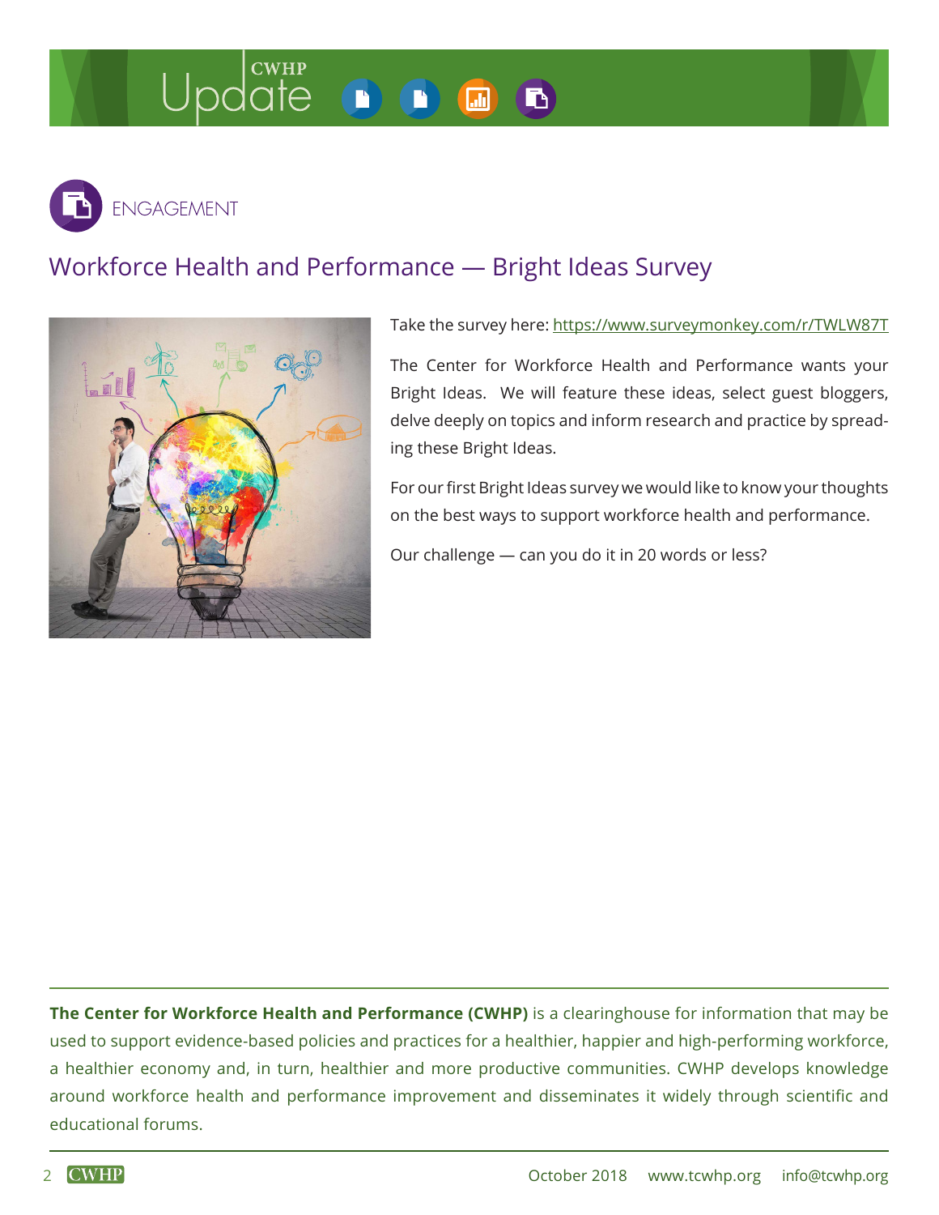## ENGAGEMENT

# Workforce Health and Performance — Bright Ideas Survey

Take the survey here: https://www.surveymonkey.com/r/TWLW87T

The Center for Workforce Health and Performance wants your Bright Ideas. We will feature these ideas, select guest bloggers, delve deeply on topics and inform research and practice by spreading these Bright Ideas.

For our first Bright Ideas survey we would like to know your thoughts on the best ways to support workforce health and performance.

Our challenge — can you do it in 20 words or less?

**The Center for Workforce Health and Performance (CWHP)** is a clearinghouse for information that may be used to support evidence-based policies and practices for a healthier, happier and high-performing workforce, a healthier economy and, in turn, healthier and more productive communities. CWHP develops knowledge around workforce health and performance improvement and disseminates it widely through scientific and educational forums.